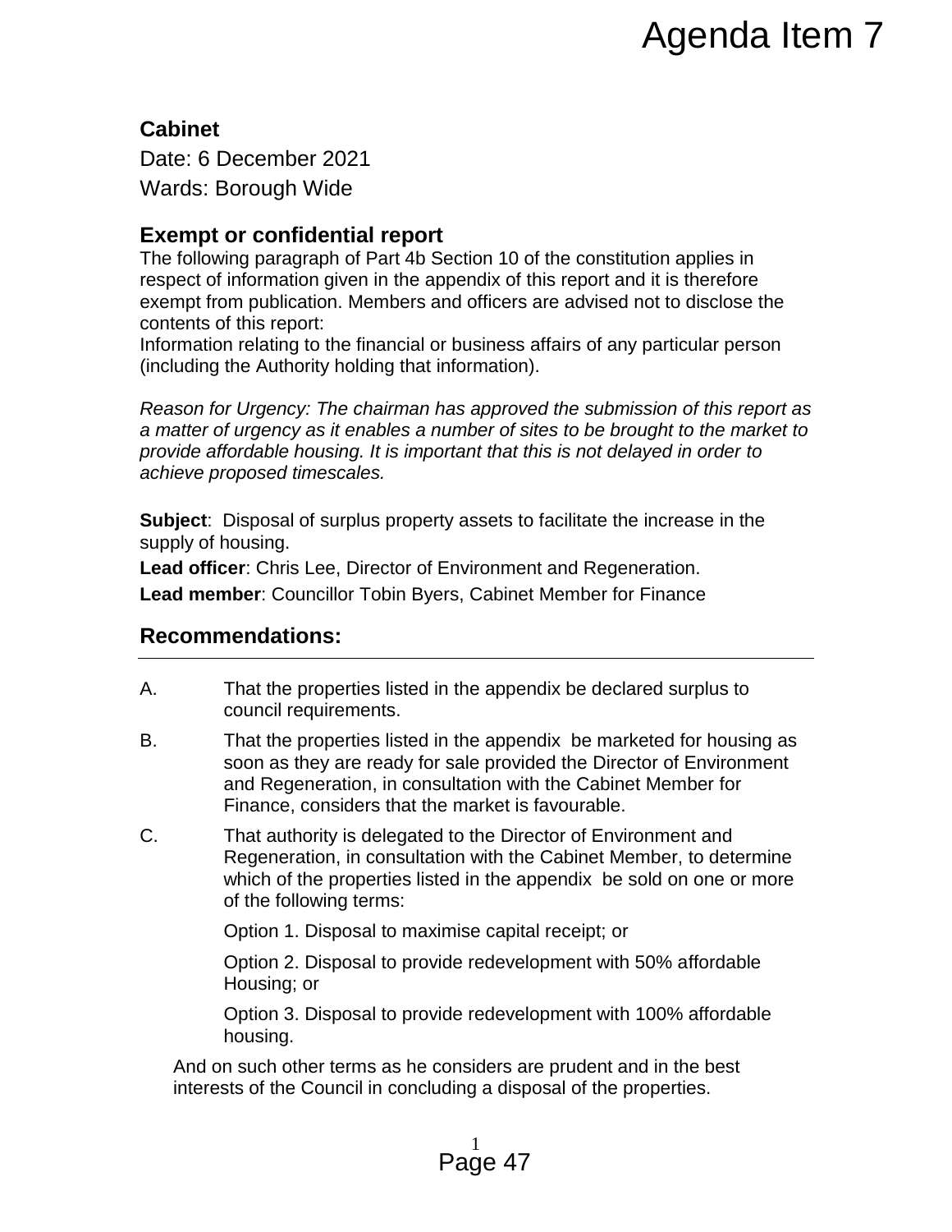# Agenda Item 7

**Cabinet**

Date: 6 December 2021

Wards: Borough Wide

## Exempt or confidential report

The following paragraph of Part 4b Section 10 of the constitution applies in respect of information given in the appendix of this report and it is therefore exempt from publication. Members and officers are advised not to disclose the contents of this report:

Information relating to the financial or business affairs of any particular person (including the Authority holding that information).

*Reason for Urgency: The chairman has approved the submission of this report as a matter of urgency as it enables a number of sites to be brought to the market to provide affordable housing. It is important that this is not delayed in order to achieve proposed timescales.*

**Subject**: Disposal of surplus property assets to facilitate the increase in the supply of housing.

**Lead officer**: Chris Lee, Director of Environment and Regeneration.

**Lead member**: Councillor Tobin Byers, Cabinet Member for Finance

## Recommendations:

A. That the properties listed in the appendix be declared surplus to council requirements.

B. That the properties listed in the appendix be marketed for housing as soon as they are ready for sale provided the Director of Environment and Regeneration, in consultation with the Cabinet Member for Finance, considers that the market is favourable.

C. That authority is delegated to the Director of Environment and Regeneration, in consultation with the Cabinet Member, to determine which of the properties listed in the appendix be sold on one or more of the following terms:

Option 1. Disposal to maximise capital receipt; or

Option 2. Disposal to provide redevelopment with 50% affordable Housing; or

Option 3. Disposal to provide redevelopment with 100% affordable housing.

And on such other terms as he considers are prudent and in the best interests of the Council in concluding a disposal of the properties.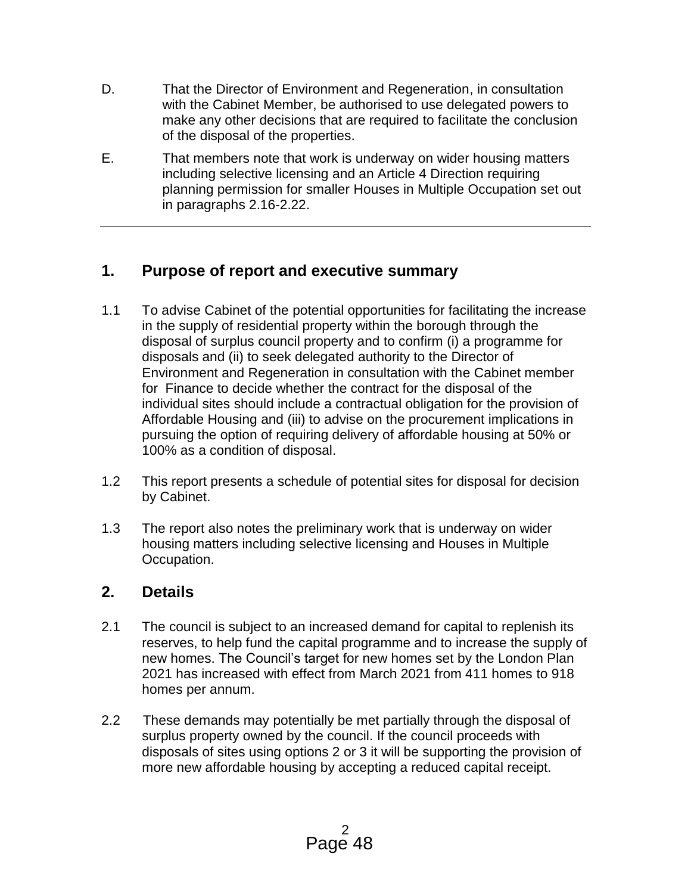D. That the Director of Environment and Regeneration, in consultation with the Cabinet Member, be authorised to use delegated powers to make any other decisions that are required to facilitate the conclusion of the disposal of the properties.

E. That members note that work is underway on wider housing matters including selective licensing and an Article 4 Direction requiring planning permission for smaller Houses in Multiple Occupation set out in paragraphs 2.16-2.22.

---

## 1. Purpose of report and executive summary

1.1 To advise Cabinet of the potential opportunities for facilitating the increase in the supply of residential property within the borough through the disposal of surplus council property and to confirm (i) a programme for disposals and (ii) to seek delegated authority to the Director of Environment and Regeneration in consultation with the Cabinet member for Finance to decide whether the contract for the disposal of the individual sites should include a contractual obligation for the provision of Affordable Housing and (iii) to advise on the procurement implications in pursuing the option of requiring delivery of affordable housing at 50% or 100% as a condition of disposal.

1.2 This report presents a schedule of potential sites for disposal for decision by Cabinet.

1.3 The report also notes the preliminary work that is underway on wider housing matters including selective licensing and Houses in Multiple Occupation.

## 2. Details

2.1 The council is subject to an increased demand for capital to replenish its reserves, to help fund the capital programme and to increase the supply of new homes. The Council's target for new homes set by the London Plan 2021 has increased with effect from March 2021 from 411 homes to 918 homes per annum.

2.2 These demands may potentially be met partially through the disposal of surplus property owned by the council. If the council proceeds with disposals of sites using options 2 or 3 it will be supporting the provision of more new affordable housing by accepting a reduced capital receipt.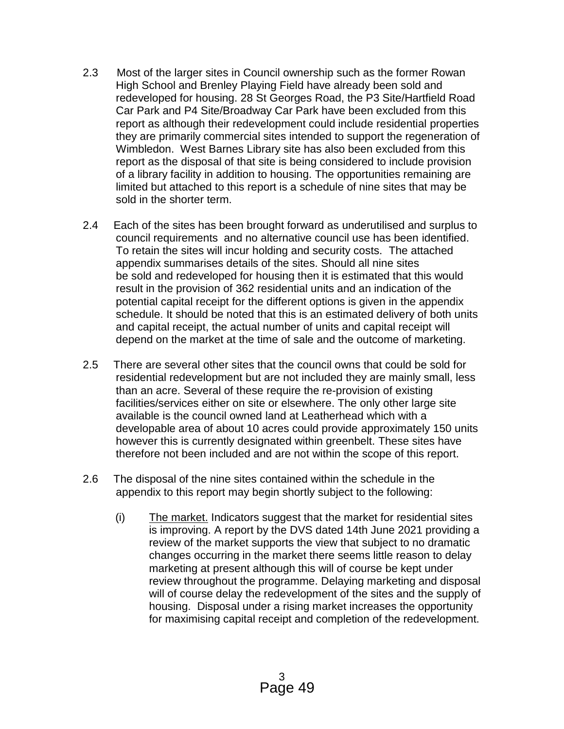2.3 Most of the larger sites in Council ownership such as the former Rowan High School and Brenley Playing Field have already been sold and redeveloped for housing. 28 St Georges Road, the P3 Site/Hartfield Road Car Park and P4 Site/Broadway Car Park have been excluded from this report as although their redevelopment could include residential properties they are primarily commercial sites intended to support the regeneration of Wimbledon. West Barnes Library site has also been excluded from this report as the disposal of that site is being considered to include provision of a library facility in addition to housing. The opportunities remaining are limited but attached to this report is a schedule of nine sites that may be sold in the shorter term.

2.4 Each of the sites has been brought forward as underutilised and surplus to council requirements and no alternative council use has been identified. To retain the sites will incur holding and security costs. The attached appendix summarises details of the sites. Should all nine sites be sold and redeveloped for housing then it is estimated that this would result in the provision of 362 residential units and an indication of the potential capital receipt for the different options is given in the appendix schedule. It should be noted that this is an estimated delivery of both units and capital receipt, the actual number of units and capital receipt will depend on the market at the time of sale and the outcome of marketing.

2.5 There are several other sites that the council owns that could be sold for residential redevelopment but are not included they are mainly small, less than an acre. Several of these require the re-provision of existing facilities/services either on site or elsewhere. The only other large site available is the council owned land at Leatherhead which with a developable area of about 10 acres could provide approximately 150 units however this is currently designated within greenbelt. These sites have therefore not been included and are not within the scope of this report.

2.6 The disposal of the nine sites contained within the schedule in the appendix to this report may begin shortly subject to the following:

(i) The market. Indicators suggest that the market for residential sites is improving. A report by the DVS dated 14th June 2021 providing a review of the market supports the view that subject to no dramatic changes occurring in the market there seems little reason to delay marketing at present although this will of course be kept under review throughout the programme. Delaying marketing and disposal will of course delay the redevelopment of the sites and the supply of housing. Disposal under a rising market increases the opportunity for maximising capital receipt and completion of the redevelopment.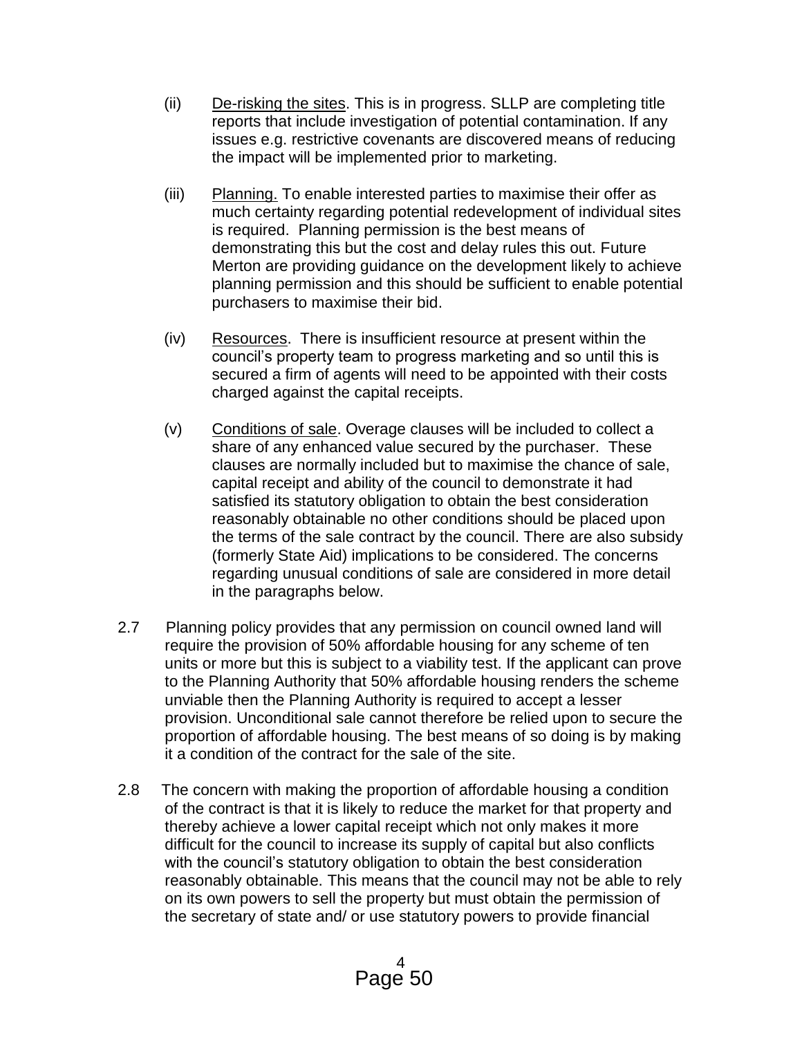(ii) De-risking the sites. This is in progress. SLLP are completing title reports that include investigation of potential contamination. If any issues e.g. restrictive covenants are discovered means of reducing the impact will be implemented prior to marketing.

(iii) Planning. To enable interested parties to maximise their offer as much certainty regarding potential redevelopment of individual sites is required. Planning permission is the best means of demonstrating this but the cost and delay rules this out. Future Merton are providing guidance on the development likely to achieve planning permission and this should be sufficient to enable potential purchasers to maximise their bid.

(iv) Resources. There is insufficient resource at present within the council's property team to progress marketing and so until this is secured a firm of agents will need to be appointed with their costs charged against the capital receipts.

(v) Conditions of sale. Overage clauses will be included to collect a share of any enhanced value secured by the purchaser. These clauses are normally included but to maximise the chance of sale, capital receipt and ability of the council to demonstrate it had satisfied its statutory obligation to obtain the best consideration reasonably obtainable no other conditions should be placed upon the terms of the sale contract by the council. There are also subsidy (formerly State Aid) implications to be considered. The concerns regarding unusual conditions of sale are considered in more detail in the paragraphs below.

2.7 Planning policy provides that any permission on council owned land will require the provision of 50% affordable housing for any scheme of ten units or more but this is subject to a viability test. If the applicant can prove to the Planning Authority that 50% affordable housing renders the scheme unviable then the Planning Authority is required to accept a lesser provision. Unconditional sale cannot therefore be relied upon to secure the proportion of affordable housing. The best means of so doing is by making it a condition of the contract for the sale of the site.

2.8 The concern with making the proportion of affordable housing a condition of the contract is that it is likely to reduce the market for that property and thereby achieve a lower capital receipt which not only makes it more difficult for the council to increase its supply of capital but also conflicts with the council's statutory obligation to obtain the best consideration reasonably obtainable. This means that the council may not be able to rely on its own powers to sell the property but must obtain the permission of the secretary of state and/ or use statutory powers to provide financial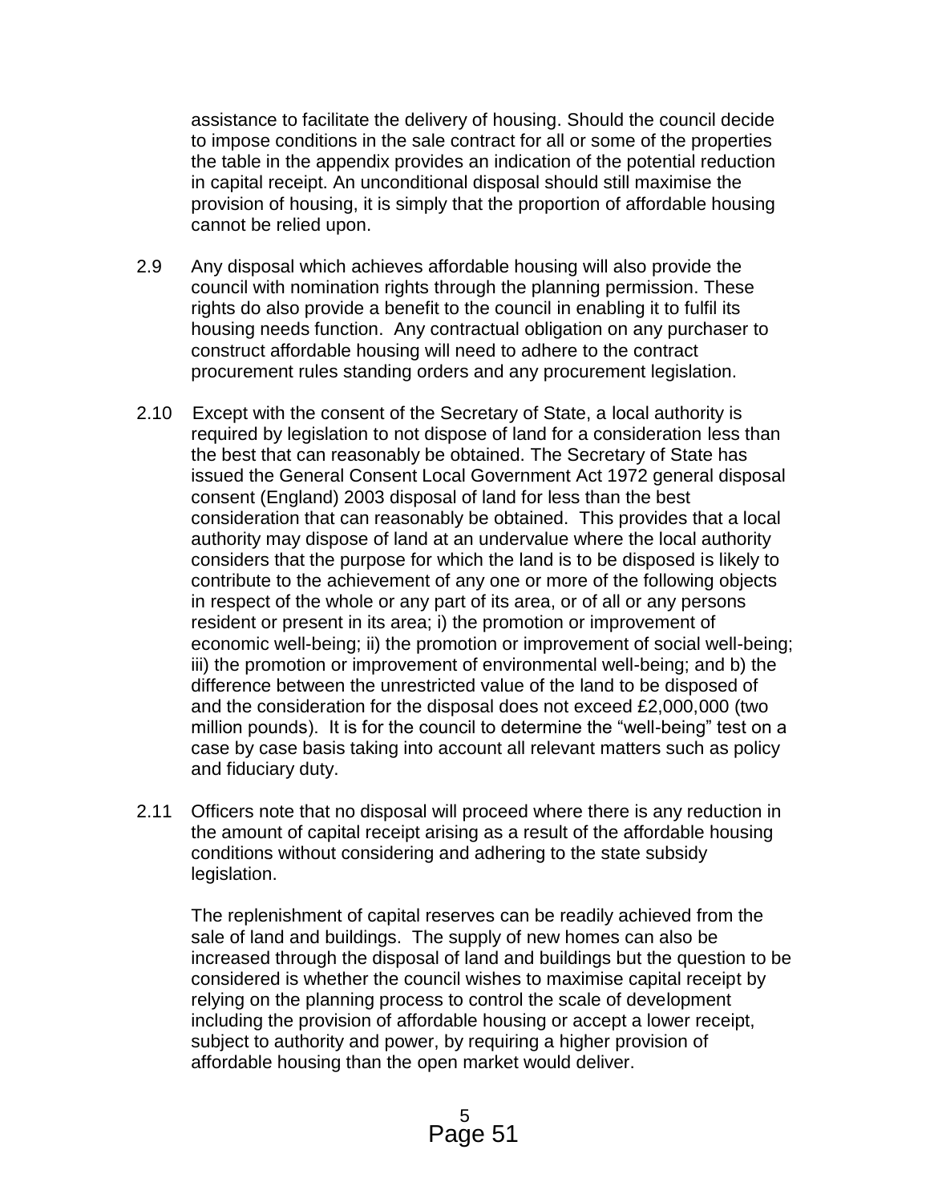assistance to facilitate the delivery of housing. Should the council decide to impose conditions in the sale contract for all or some of the properties the table in the appendix provides an indication of the potential reduction in capital receipt. An unconditional disposal should still maximise the provision of housing, it is simply that the proportion of affordable housing cannot be relied upon.

2.9 Any disposal which achieves affordable housing will also provide the council with nomination rights through the planning permission. These rights do also provide a benefit to the council in enabling it to fulfil its housing needs function. Any contractual obligation on any purchaser to construct affordable housing will need to adhere to the contract procurement rules standing orders and any procurement legislation.

2.10 Except with the consent of the Secretary of State, a local authority is required by legislation to not dispose of land for a consideration less than the best that can reasonably be obtained. The Secretary of State has issued the General Consent Local Government Act 1972 general disposal consent (England) 2003 disposal of land for less than the best consideration that can reasonably be obtained. This provides that a local authority may dispose of land at an undervalue where the local authority considers that the purpose for which the land is to be disposed is likely to contribute to the achievement of any one or more of the following objects in respect of the whole or any part of its area, or of all or any persons resident or present in its area; i) the promotion or improvement of economic well-being; ii) the promotion or improvement of social well-being; iii) the promotion or improvement of environmental well-being; and b) the difference between the unrestricted value of the land to be disposed of and the consideration for the disposal does not exceed £2,000,000 (two million pounds). It is for the council to determine the "well-being" test on a case by case basis taking into account all relevant matters such as policy and fiduciary duty.

2.11 Officers note that no disposal will proceed where there is any reduction in the amount of capital receipt arising as a result of the affordable housing conditions without considering and adhering to the state subsidy legislation.

The replenishment of capital reserves can be readily achieved from the sale of land and buildings. The supply of new homes can also be increased through the disposal of land and buildings but the question to be considered is whether the council wishes to maximise capital receipt by relying on the planning process to control the scale of development including the provision of affordable housing or accept a lower receipt, subject to authority and power, by requiring a higher provision of affordable housing than the open market would deliver.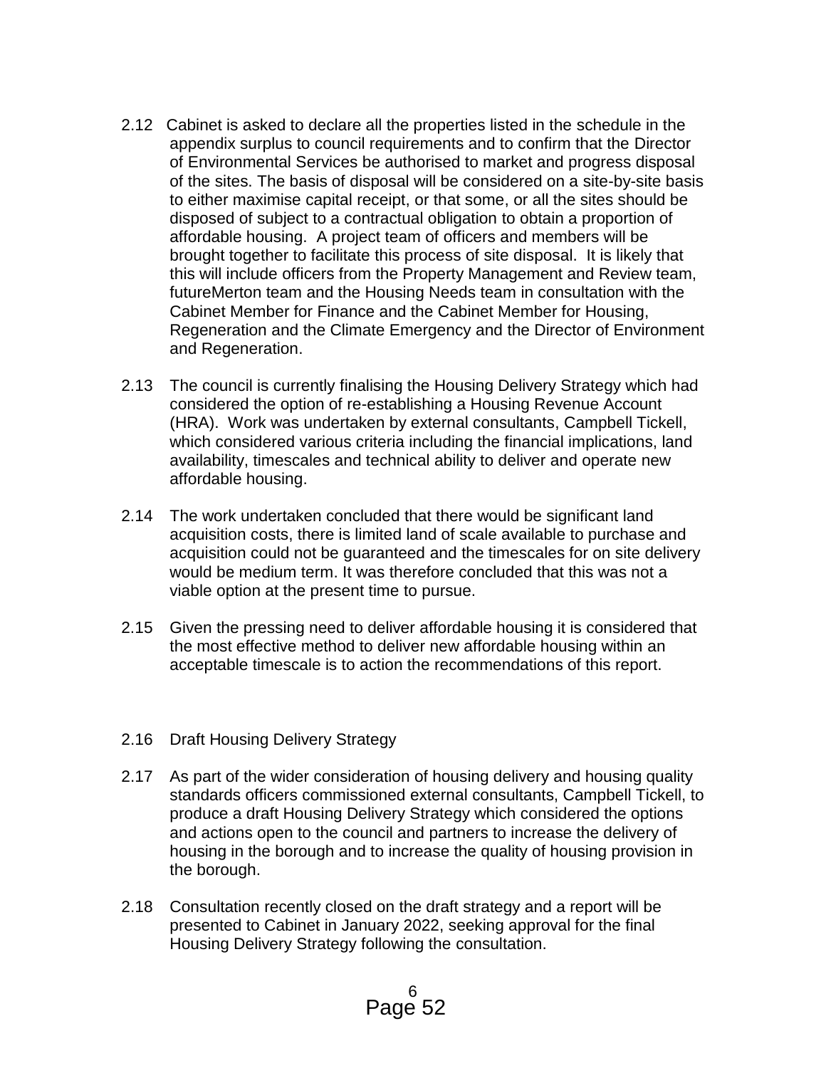2.12 Cabinet is asked to declare all the properties listed in the schedule in the appendix surplus to council requirements and to confirm that the Director of Environmental Services be authorised to market and progress disposal of the sites. The basis of disposal will be considered on a site-by-site basis to either maximise capital receipt, or that some, or all the sites should be disposed of subject to a contractual obligation to obtain a proportion of affordable housing. A project team of officers and members will be brought together to facilitate this process of site disposal. It is likely that this will include officers from the Property Management and Review team, futureMerton team and the Housing Needs team in consultation with the Cabinet Member for Finance and the Cabinet Member for Housing, Regeneration and the Climate Emergency and the Director of Environment and Regeneration.

2.13 The council is currently finalising the Housing Delivery Strategy which had considered the option of re-establishing a Housing Revenue Account (HRA). Work was undertaken by external consultants, Campbell Tickell, which considered various criteria including the financial implications, land availability, timescales and technical ability to deliver and operate new affordable housing.

2.14 The work undertaken concluded that there would be significant land acquisition costs, there is limited land of scale available to purchase and acquisition could not be guaranteed and the timescales for on site delivery would be medium term. It was therefore concluded that this was not a viable option at the present time to pursue.

2.15 Given the pressing need to deliver affordable housing it is considered that the most effective method to deliver new affordable housing within an acceptable timescale is to action the recommendations of this report.

2.16 Draft Housing Delivery Strategy

2.17 As part of the wider consideration of housing delivery and housing quality standards officers commissioned external consultants, Campbell Tickell, to produce a draft Housing Delivery Strategy which considered the options and actions open to the council and partners to increase the delivery of housing in the borough and to increase the quality of housing provision in the borough.

2.18 Consultation recently closed on the draft strategy and a report will be presented to Cabinet in January 2022, seeking approval for the final Housing Delivery Strategy following the consultation.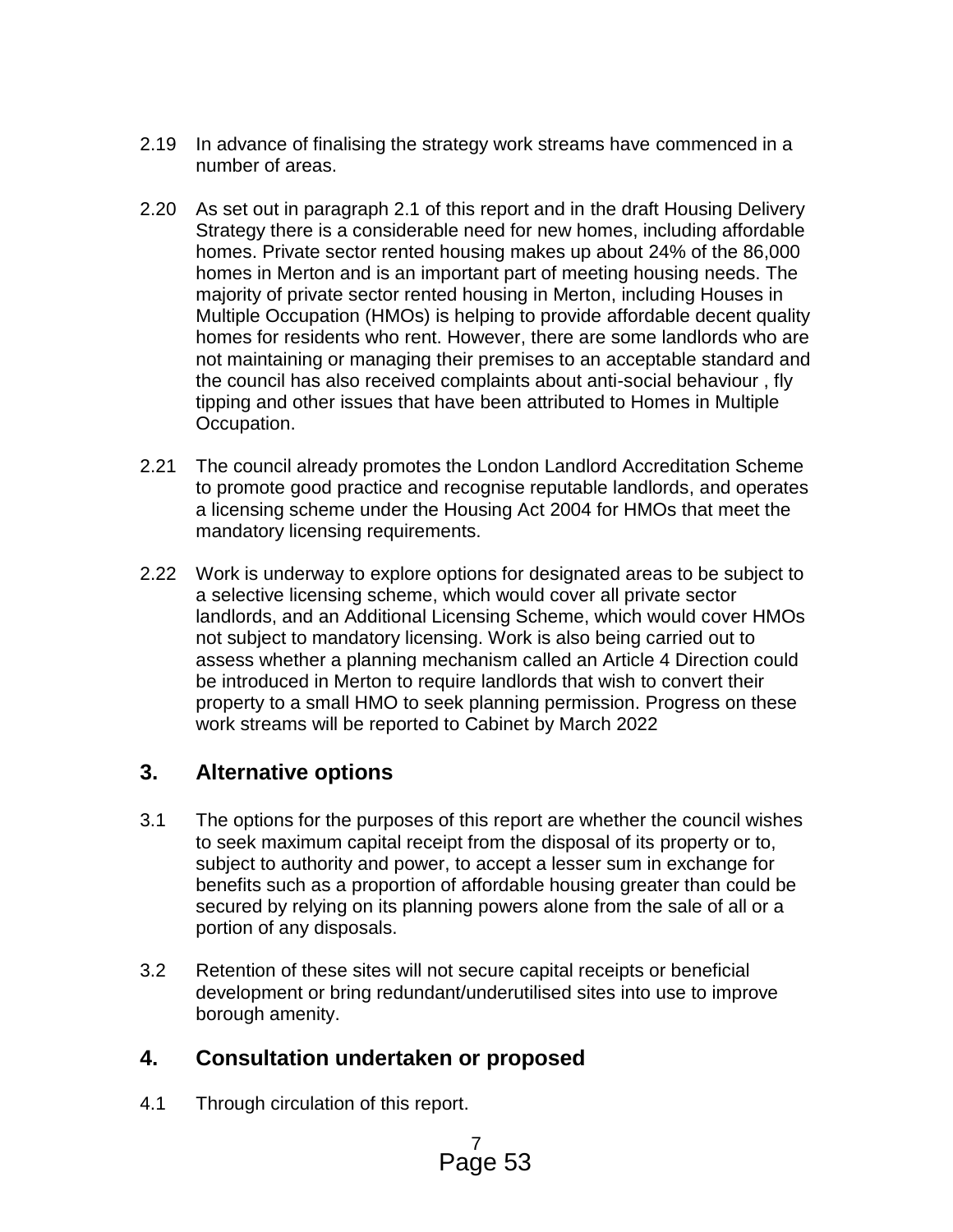2.19 In advance of finalising the strategy work streams have commenced in a number of areas.

2.20 As set out in paragraph 2.1 of this report and in the draft Housing Delivery Strategy there is a considerable need for new homes, including affordable homes. Private sector rented housing makes up about 24% of the 86,000 homes in Merton and is an important part of meeting housing needs. The majority of private sector rented housing in Merton, including Houses in Multiple Occupation (HMOs) is helping to provide affordable decent quality homes for residents who rent. However, there are some landlords who are not maintaining or managing their premises to an acceptable standard and the council has also received complaints about anti-social behaviour , fly tipping and other issues that have been attributed to Homes in Multiple Occupation.

2.21 The council already promotes the London Landlord Accreditation Scheme to promote good practice and recognise reputable landlords, and operates a licensing scheme under the Housing Act 2004 for HMOs that meet the mandatory licensing requirements.

2.22 Work is underway to explore options for designated areas to be subject to a selective licensing scheme, which would cover all private sector landlords, and an Additional Licensing Scheme, which would cover HMOs not subject to mandatory licensing. Work is also being carried out to assess whether a planning mechanism called an Article 4 Direction could be introduced in Merton to require landlords that wish to convert their property to a small HMO to seek planning permission. Progress on these work streams will be reported to Cabinet by March 2022

## 3. Alternative options

3.1 The options for the purposes of this report are whether the council wishes to seek maximum capital receipt from the disposal of its property or to, subject to authority and power, to accept a lesser sum in exchange for benefits such as a proportion of affordable housing greater than could be secured by relying on its planning powers alone from the sale of all or a portion of any disposals.

3.2 Retention of these sites will not secure capital receipts or beneficial development or bring redundant/underutilised sites into use to improve borough amenity.

## 4. Consultation undertaken or proposed

4.1 Through circulation of this report.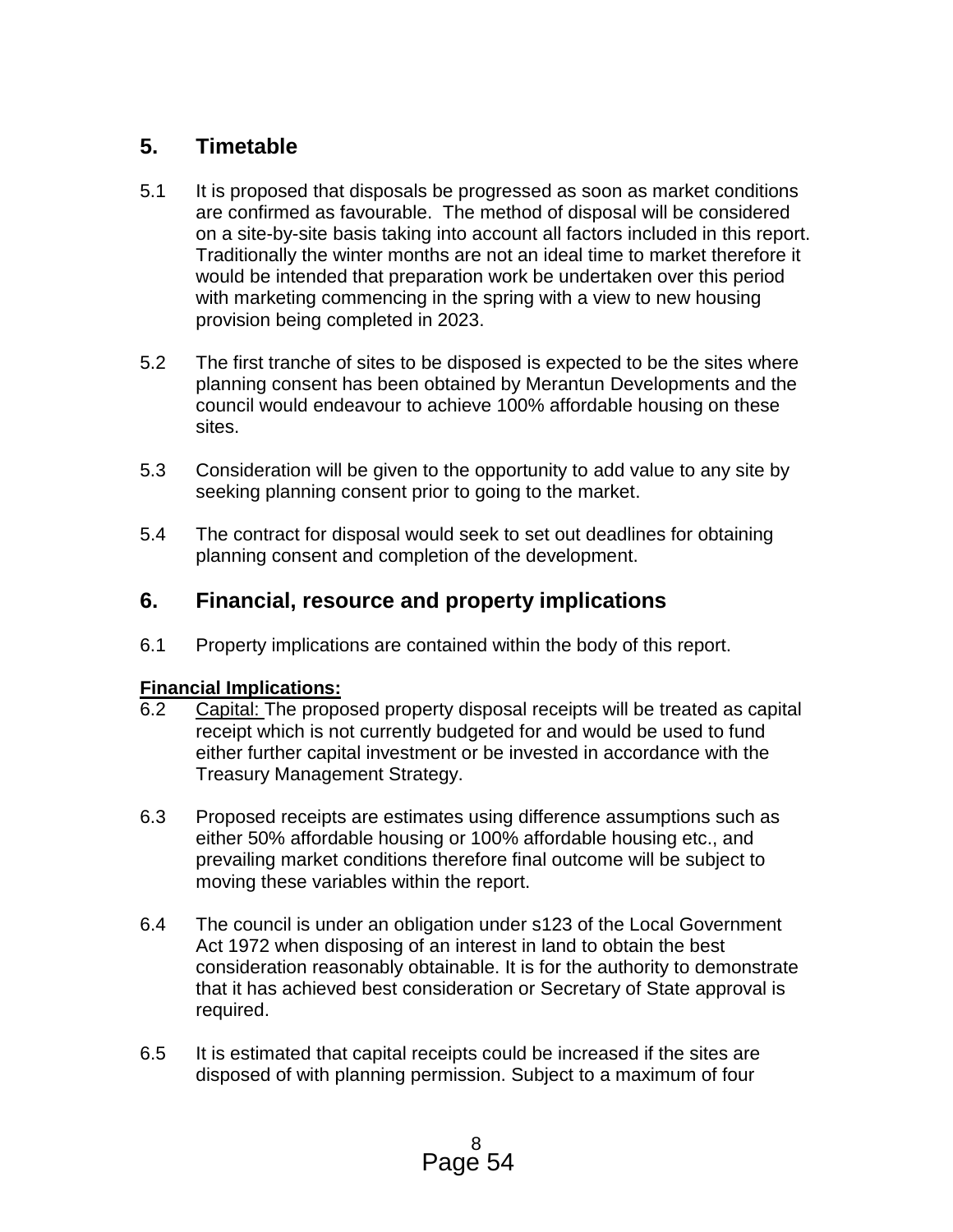## 5. Timetable

5.1 It is proposed that disposals be progressed as soon as market conditions are confirmed as favourable. The method of disposal will be considered on a site-by-site basis taking into account all factors included in this report. Traditionally the winter months are not an ideal time to market therefore it would be intended that preparation work be undertaken over this period with marketing commencing in the spring with a view to new housing provision being completed in 2023.

5.2 The first tranche of sites to be disposed is expected to be the sites where planning consent has been obtained by Merantun Developments and the council would endeavour to achieve 100% affordable housing on these sites.

5.3 Consideration will be given to the opportunity to add value to any site by seeking planning consent prior to going to the market.

5.4 The contract for disposal would seek to set out deadlines for obtaining planning consent and completion of the development.

## 6. Financial, resource and property implications

6.1 Property implications are contained within the body of this report.

**Financial Implications:**

6.2 Capital: The proposed property disposal receipts will be treated as capital receipt which is not currently budgeted for and would be used to fund either further capital investment or be invested in accordance with the Treasury Management Strategy.

6.3 Proposed receipts are estimates using difference assumptions such as either 50% affordable housing or 100% affordable housing etc., and prevailing market conditions therefore final outcome will be subject to moving these variables within the report.

6.4 The council is under an obligation under s123 of the Local Government Act 1972 when disposing of an interest in land to obtain the best consideration reasonably obtainable. It is for the authority to demonstrate that it has achieved best consideration or Secretary of State approval is required.

6.5 It is estimated that capital receipts could be increased if the sites are disposed of with planning permission. Subject to a maximum of four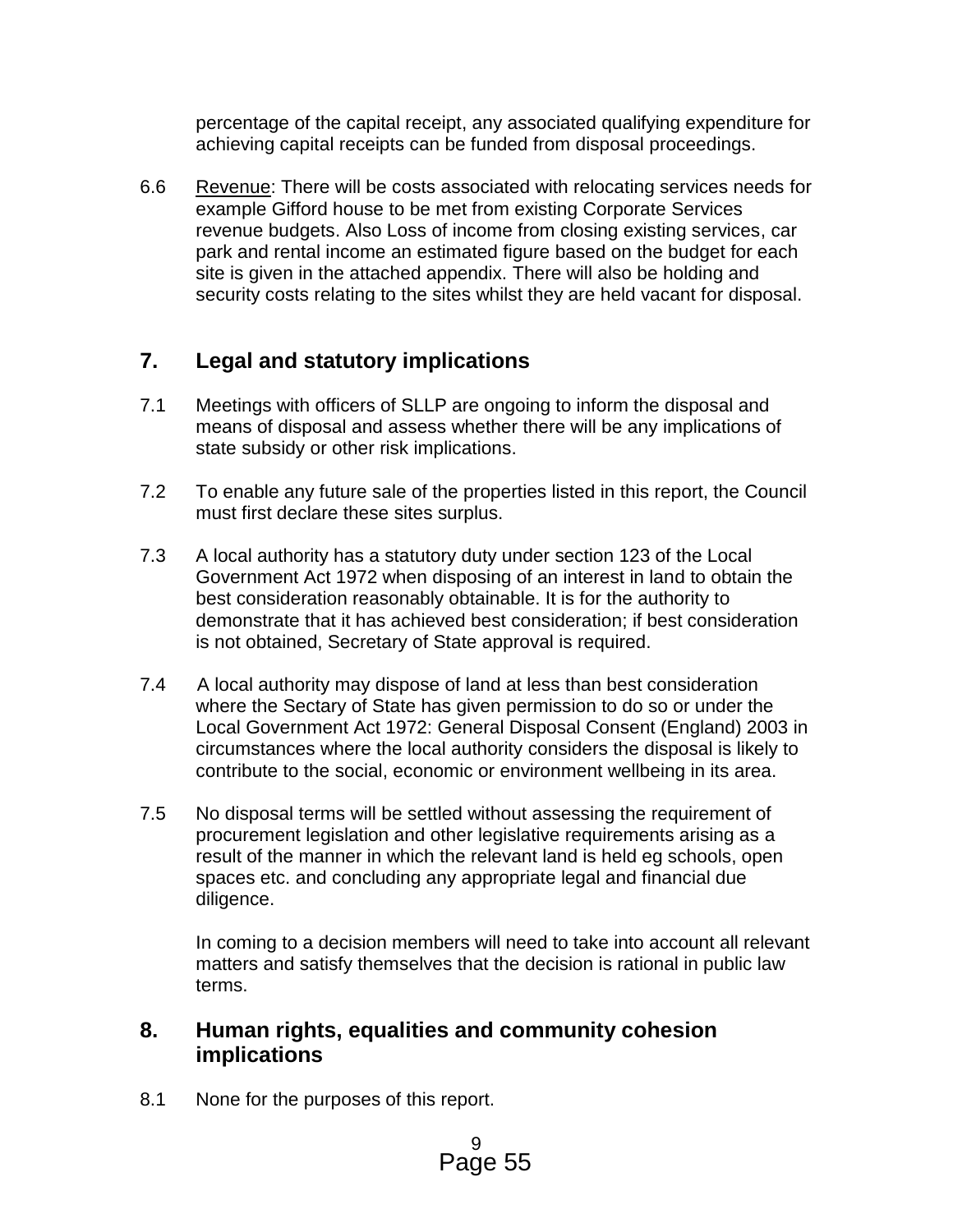percentage of the capital receipt, any associated qualifying expenditure for achieving capital receipts can be funded from disposal proceedings.

6.6 Revenue: There will be costs associated with relocating services needs for example Gifford house to be met from existing Corporate Services revenue budgets. Also Loss of income from closing existing services, car park and rental income an estimated figure based on the budget for each site is given in the attached appendix. There will also be holding and security costs relating to the sites whilst they are held vacant for disposal.

## 7. Legal and statutory implications

7.1 Meetings with officers of SLLP are ongoing to inform the disposal and means of disposal and assess whether there will be any implications of state subsidy or other risk implications.

7.2 To enable any future sale of the properties listed in this report, the Council must first declare these sites surplus.

7.3 A local authority has a statutory duty under section 123 of the Local Government Act 1972 when disposing of an interest in land to obtain the best consideration reasonably obtainable. It is for the authority to demonstrate that it has achieved best consideration; if best consideration is not obtained, Secretary of State approval is required.

7.4 A local authority may dispose of land at less than best consideration where the Sectary of State has given permission to do so or under the Local Government Act 1972: General Disposal Consent (England) 2003 in circumstances where the local authority considers the disposal is likely to contribute to the social, economic or environment wellbeing in its area.

7.5 No disposal terms will be settled without assessing the requirement of procurement legislation and other legislative requirements arising as a result of the manner in which the relevant land is held eg schools, open spaces etc. and concluding any appropriate legal and financial due diligence.

In coming to a decision members will need to take into account all relevant matters and satisfy themselves that the decision is rational in public law terms.

## 8. Human rights, equalities and community cohesion implications

8.1 None for the purposes of this report.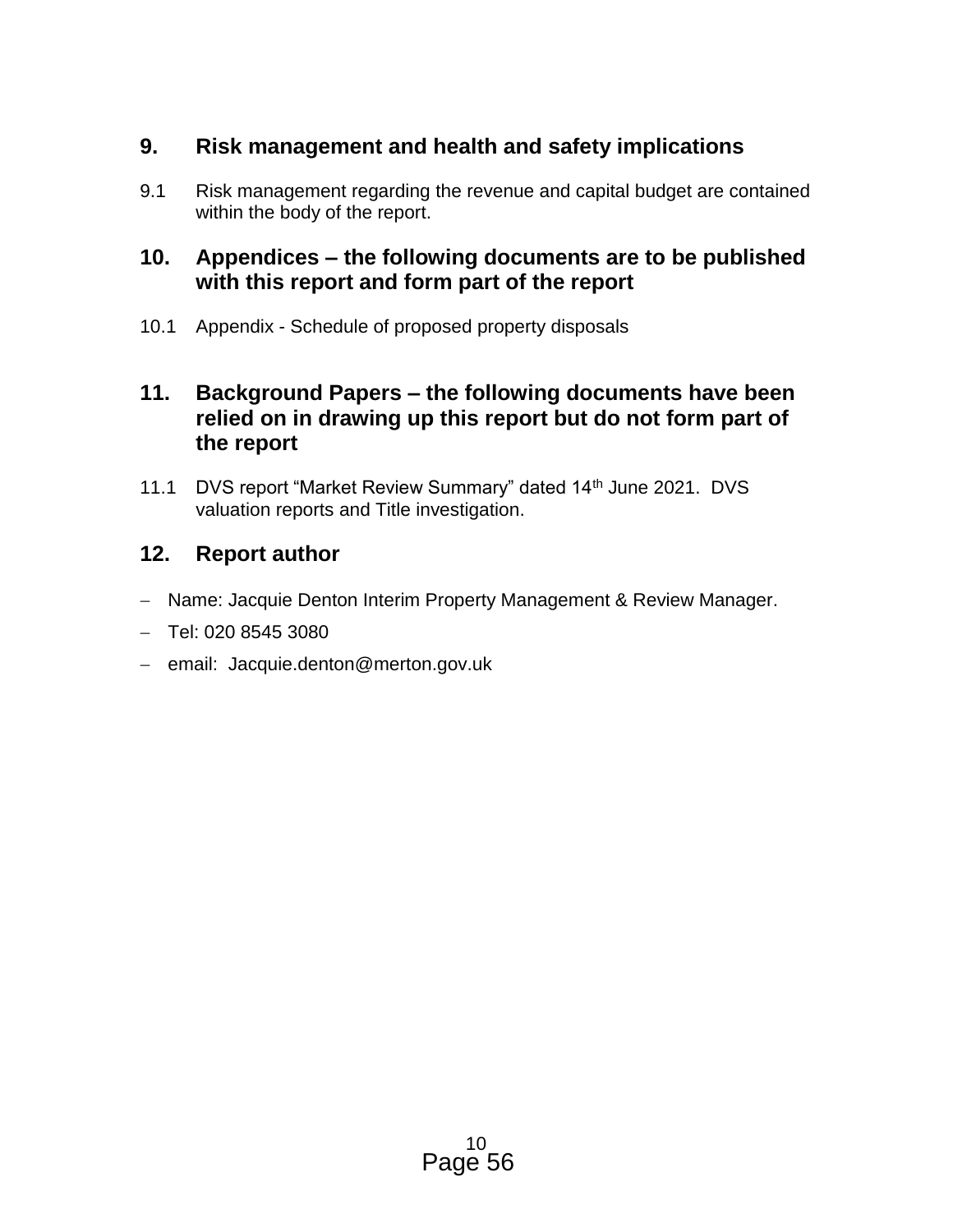## 9. Risk management and health and safety implications

9.1 Risk management regarding the revenue and capital budget are contained within the body of the report.

## 10. Appendices – the following documents are to be published with this report and form part of the report

10.1 Appendix - Schedule of proposed property disposals

## 11. Background Papers – the following documents have been relied on in drawing up this report but do not form part of the report

11.1 DVS report "Market Review Summary" dated 14th June 2021. DVS valuation reports and Title investigation.

## 12. Report author

- Name: Jacquie Denton Interim Property Management & Review Manager.
- Tel: 020 8545 3080
- email: Jacquie.denton@merton.gov.uk